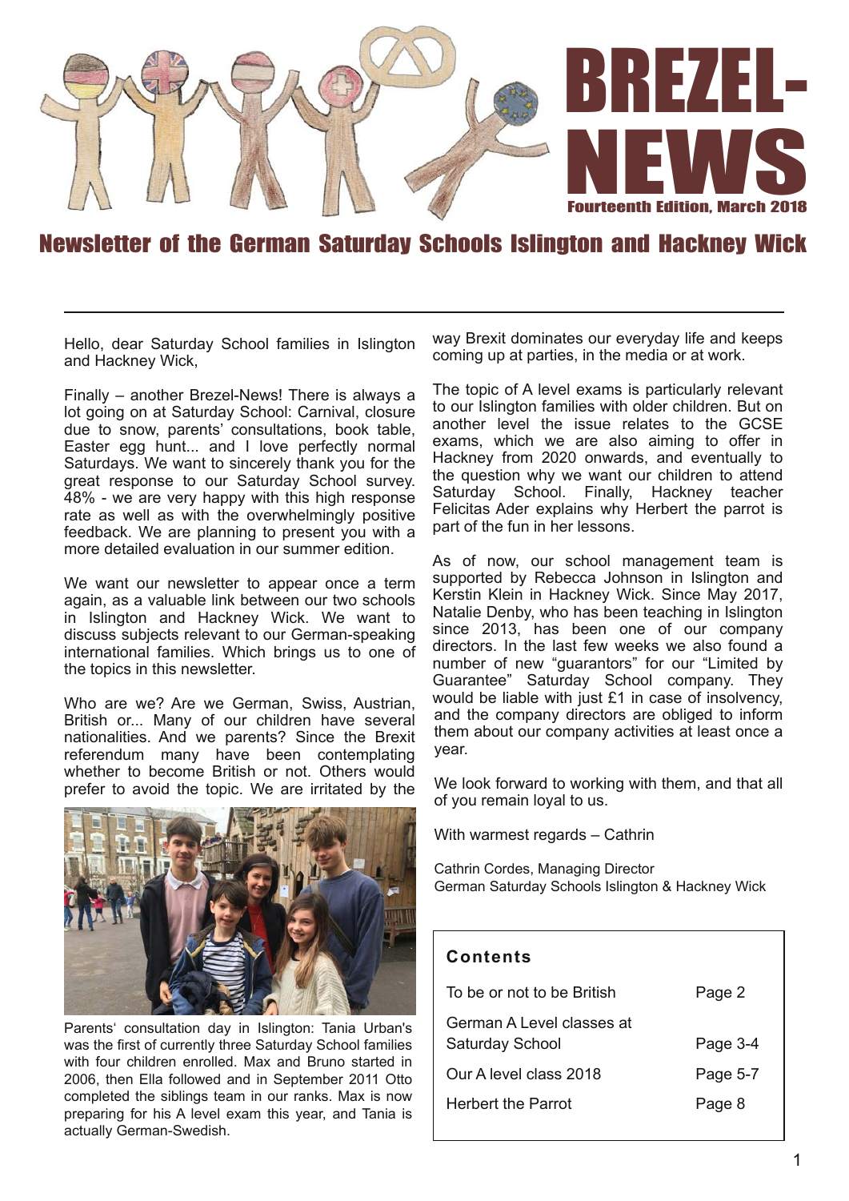# BREZEL-NEWS

Fourteenth Edition, March 2018

## Newsletter of the German Saturday Schools Islington and Hackney Wick

Hello, dear Saturday School families in Islington and Hackney Wick,

Finally – another Brezel-News! There is always a lot going on at Saturday School: Carnival, closure due to snow, parents' consultations, book table, Easter egg hunt... and I love perfectly normal Saturdays. We want to sincerely thank you for the great response to our Saturday School survey. 48% - we are very happy with this high response rate as well as with the overwhelmingly positive feedback. We are planning to present you with a more detailed evaluation in our summer edition.

We want our newsletter to appear once a term again, as a valuable link between our two schools in Islington and Hackney Wick. We want to discuss subjects relevant to our German-speaking international families. Which brings us to one of the topics in this newsletter.

Who are we? Are we German, Swiss, Austrian, British or... Many of our children have several nationalities. And we parents? Since the Brexit referendum many have been contemplating whether to become British or not. Others would prefer to avoid the topic. We are irritated by the way Brexit dominates our everyday life and keeps coming up at parties, in the media or at work.

Parents' consultation day in Islington: Tania Urban's was the first of currently three Saturday School families with four children enrolled. Max and Bruno started in 2006, then Ella followed and in September 2011 Otto completed the siblings team in our ranks. Max is now preparing for his A level exam this year, and Tania is actually German-Swedish.

The topic of A level exams is particularly relevant to our Islington families with older children. But on another level the issue relates to the GCSE exams, which we are also aiming to offer in Hackney from 2020 onwards, and eventually to the question why we want our children to attend Saturday School. Finally, Hackney teacher Felicitas Ader explains why Herbert the parrot is part of the fun in her lessons.

As of now, our school management team is supported by Rebecca Johnson in Islington and Kerstin Klein in Hackney Wick. Since May 2017, Natalie Denby, who has been teaching in Islington since 2013, has been one of our company directors. In the last few weeks we also found a number of new "guarantors" for our "Limited by Guarantee" Saturday School company. They would be liable with just £1 in case of insolvency, and the company directors are obliged to inform them about our company activities at least once a year.

We look forward to working with them, and that all of you remain loyal to us.

With warmest regards – Cathrin

Cathrin Cordes, Managing Director
German Saturday Schools Islington & Hackney Wick

### Contents

| | |
|---|---|
| To be or not to be British | Page 2 |
| German A Level classes at Saturday School | Page 3-4 |
| Our A level class 2018 | Page 5-7 |
| Herbert the Parrot | Page 8 |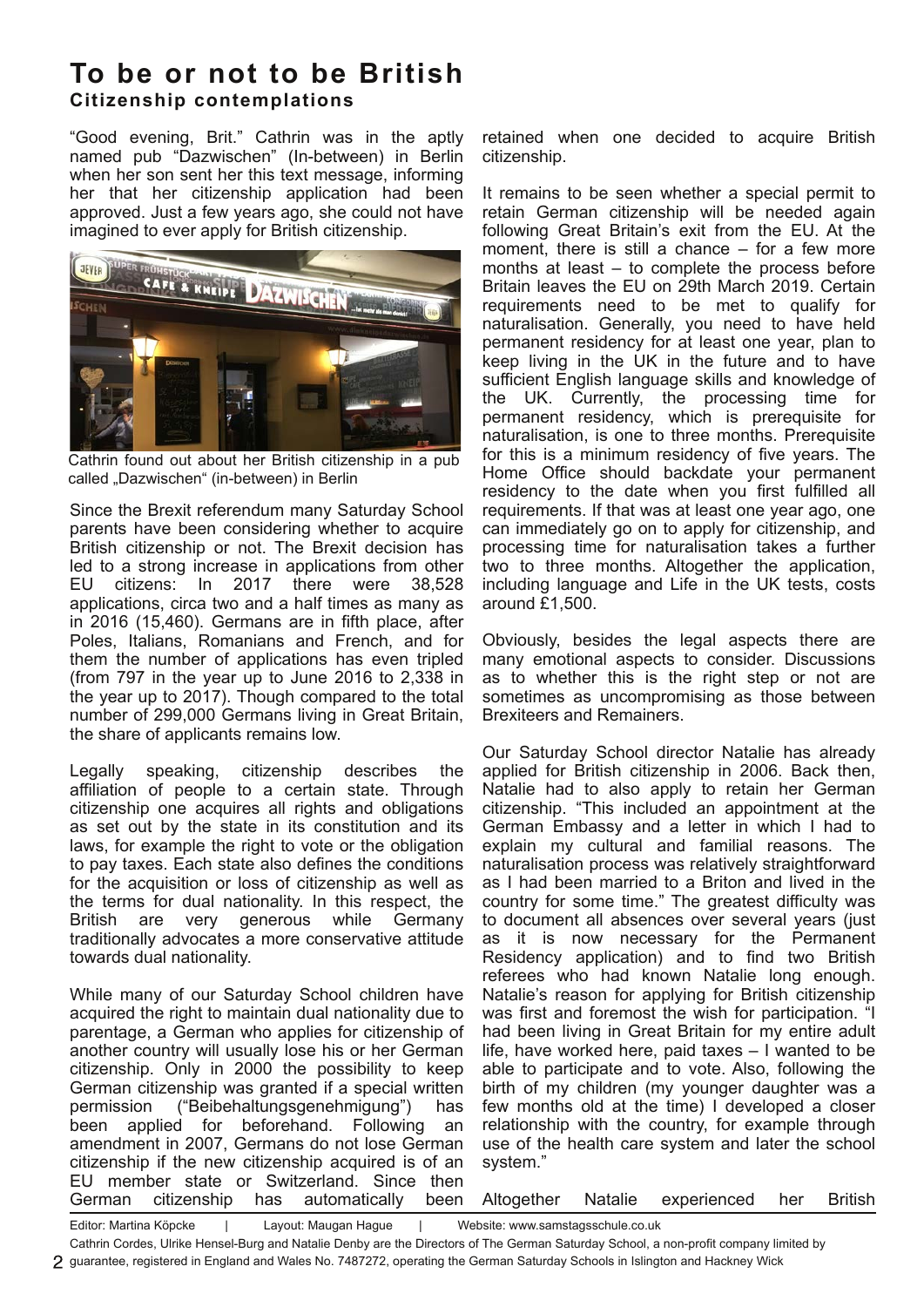# To be or not to be British

## Citizenship contemplations

"Good evening, Brit." Cathrin was in the aptly named pub "Dazwischen" (In-between) in Berlin when her son sent her this text message, informing her that her citizenship application had been approved. Just a few years ago, she could not have imagined to ever apply for British citizenship.

Cathrin found out about her British citizenship in a pub called „Dazwischen" (in-between) in Berlin

Since the Brexit referendum many Saturday School parents have been considering whether to acquire British citizenship or not. The Brexit decision has led to a strong increase in applications from other EU citizens: In 2017 there were 38,528 applications, circa two and a half times as many as in 2016 (15,460). Germans are in fifth place, after Poles, Italians, Romanians and French, and for them the number of applications has even tripled (from 797 in the year up to June 2016 to 2,338 in the year up to 2017). Though compared to the total number of 299,000 Germans living in Great Britain, the share of applicants remains low.

Legally speaking, citizenship describes the affiliation of people to a certain state. Through citizenship one acquires all rights and obligations as set out by the state in its constitution and its laws, for example the right to vote or the obligation to pay taxes. Each state also defines the conditions for the acquisition or loss of citizenship as well as the terms for dual nationality. In this respect, the British are very generous while Germany traditionally advocates a more conservative attitude towards dual nationality.

While many of our Saturday School children have acquired the right to maintain dual nationality due to parentage, a German who applies for citizenship of another country will usually lose his or her German citizenship. Only in 2000 the possibility to keep German citizenship was granted if a special written permission ("Beibehaltungsgenehmigung") has been applied for beforehand. Following an amendment in 2007, Germans do not lose German citizenship if the new citizenship acquired is of an EU member state or Switzerland. Since then German citizenship has automatically been retained when one decided to acquire British citizenship.

It remains to be seen whether a special permit to retain German citizenship will be needed again following Great Britain's exit from the EU. At the moment, there is still a chance – for a few more months at least – to complete the process before Britain leaves the EU on 29th March 2019. Certain requirements need to be met to qualify for naturalisation. Generally, you need to have held permanent residency for at least one year, plan to keep living in the UK in the future and to have sufficient English language skills and knowledge of the UK. Currently, the processing time for permanent residency, which is prerequisite for naturalisation, is one to three months. Prerequisite for this is a minimum residency of five years. The Home Office should backdate your permanent residency to the date when you first fulfilled all requirements. If that was at least one year ago, one can immediately go on to apply for citizenship, and processing time for naturalisation takes a further two to three months. Altogether the application, including language and Life in the UK tests, costs around £1,500.

Obviously, besides the legal aspects there are many emotional aspects to consider. Discussions as to whether this is the right step or not are sometimes as uncompromising as those between Brexiteers and Remainers.

Our Saturday School director Natalie has already applied for British citizenship in 2006. Back then, Natalie had to also apply to retain her German citizenship. "This included an appointment at the German Embassy and a letter in which I had to explain my cultural and familial reasons. The naturalisation process was relatively straightforward as I had been married to a Briton and lived in the country for some time." The greatest difficulty was to document all absences over several years (just as it is now necessary for the Permanent Residency application) and to find two British referees who had known Natalie long enough. Natalie's reason for applying for British citizenship was first and foremost the wish for participation. "I had been living in Great Britain for my entire adult life, have worked here, paid taxes – I wanted to be able to participate and to vote. Also, following the birth of my children (my younger daughter was a few months old at the time) I developed a closer relationship with the country, for example through use of the health care system and later the school system."

Altogether Natalie experienced her British

Editor: Martina Köpcke | Layout: Maugan Hague | Website: www.samstagsschule.co.uk

Cathrin Cordes, Ulrike Hensel-Burg and Natalie Denby are the Directors of The German Saturday School, a non-profit company limited by guarantee, registered in England and Wales No. 7487272, operating the German Saturday Schools in Islington and Hackney Wick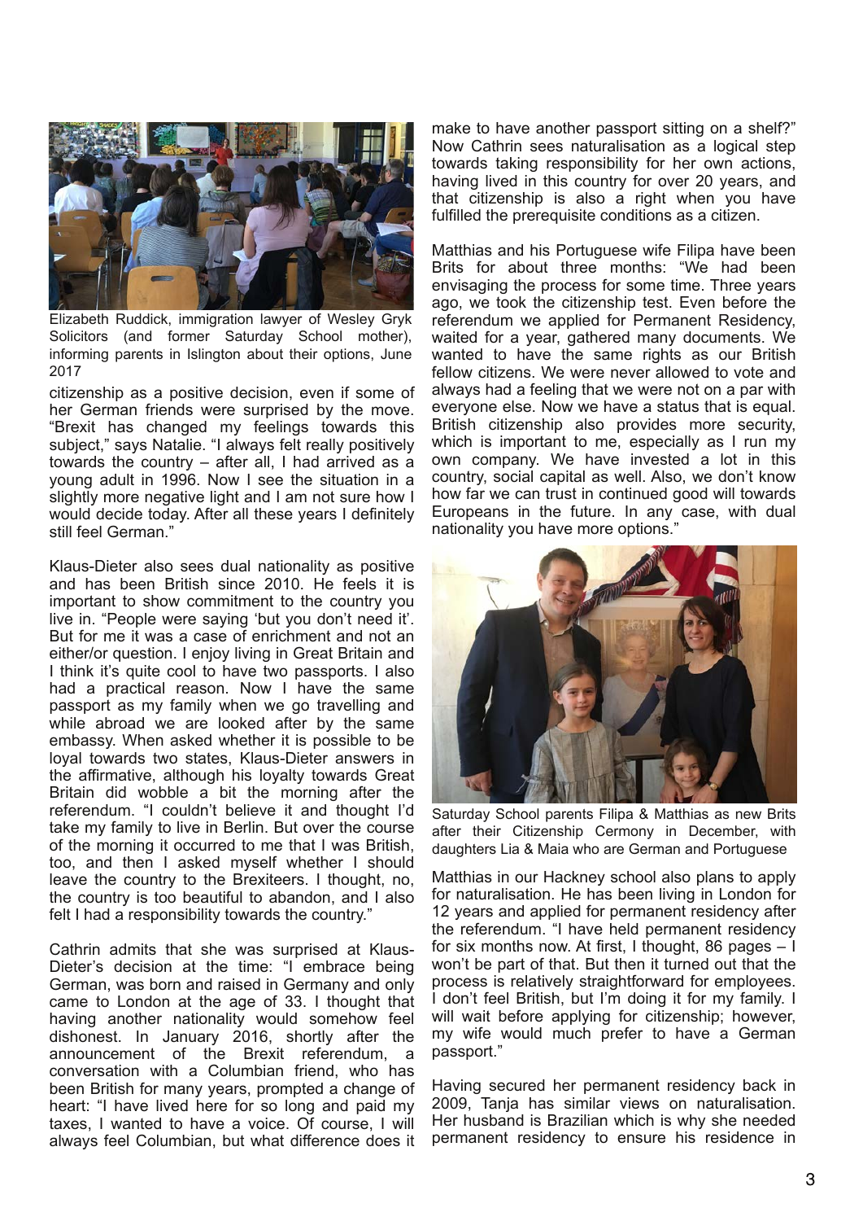Elizabeth Ruddick, immigration lawyer of Wesley Gryk Solicitors (and former Saturday School mother), informing parents in Islington about their options, June 2017

citizenship as a positive decision, even if some of her German friends were surprised by the move. "Brexit has changed my feelings towards this subject," says Natalie. "I always felt really positively towards the country – after all, I had arrived as a young adult in 1996. Now I see the situation in a slightly more negative light and I am not sure how I would decide today. After all these years I definitely still feel German."

Klaus-Dieter also sees dual nationality as positive and has been British since 2010. He feels it is important to show commitment to the country you live in. "People were saying 'but you don't need it'. But for me it was a case of enrichment and not an either/or question. I enjoy living in Great Britain and I think it's quite cool to have two passports. I also had a practical reason. Now I have the same passport as my family when we go travelling and while abroad we are looked after by the same embassy. When asked whether it is possible to be loyal towards two states, Klaus-Dieter answers in the affirmative, although his loyalty towards Great Britain did wobble a bit the morning after the referendum. "I couldn't believe it and thought I'd take my family to live in Berlin. But over the course of the morning it occurred to me that I was British, too, and then I asked myself whether I should leave the country to the Brexiteers. I thought, no, the country is too beautiful to abandon, and I also felt I had a responsibility towards the country."

Cathrin admits that she was surprised at Klaus-Dieter's decision at the time: "I embrace being German, was born and raised in Germany and only came to London at the age of 33. I thought that having another nationality would somehow feel dishonest. In January 2016, shortly after the announcement of the Brexit referendum, a conversation with a Columbian friend, who has been British for many years, prompted a change of heart: "I have lived here for so long and paid my taxes, I wanted to have a voice. Of course, I will always feel Columbian, but what difference does it make to have another passport sitting on a shelf?" Now Cathrin sees naturalisation as a logical step towards taking responsibility for her own actions, having lived in this country for over 20 years, and that citizenship is also a right when you have fulfilled the prerequisite conditions as a citizen.

Matthias and his Portuguese wife Filipa have been Brits for about three months: "We had been envisaging the process for some time. Three years ago, we took the citizenship test. Even before the referendum we applied for Permanent Residency, waited for a year, gathered many documents. We wanted to have the same rights as our British fellow citizens. We were never allowed to vote and always had a feeling that we were not on a par with everyone else. Now we have a status that is equal. British citizenship also provides more security, which is important to me, especially as I run my own company. We have invested a lot in this country, social capital as well. Also, we don't know how far we can trust in continued good will towards Europeans in the future. In any case, with dual nationality you have more options."

Saturday School parents Filipa & Matthias as new Brits after their Citizenship Cermony in December, with daughters Lia & Maia who are German and Portuguese

Matthias in our Hackney school also plans to apply for naturalisation. He has been living in London for 12 years and applied for permanent residency after the referendum. "I have held permanent residency for six months now. At first, I thought, 86 pages – I won't be part of that. But then it turned out that the process is relatively straightforward for employees. I don't feel British, but I'm doing it for my family. I will wait before applying for citizenship; however, my wife would much prefer to have a German passport."

Having secured her permanent residency back in 2009, Tanja has similar views on naturalisation. Her husband is Brazilian which is why she needed permanent residency to ensure his residence in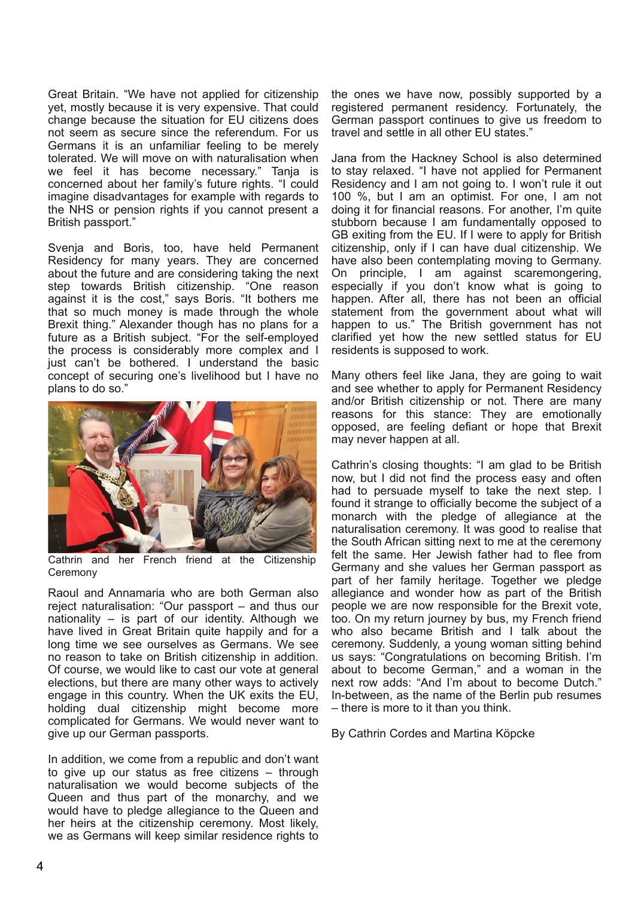Great Britain. “We have not applied for citizenship yet, mostly because it is very expensive. That could change because the situation for EU citizens does not seem as secure since the referendum. For us Germans it is an unfamiliar feeling to be merely tolerated. We will move on with naturalisation when we feel it has become necessary.” Tanja is concerned about her family’s future rights. “I could imagine disadvantages for example with regards to the NHS or pension rights if you cannot present a British passport.”

Svenja and Boris, too, have held Permanent Residency for many years. They are concerned about the future and are considering taking the next step towards British citizenship. “One reason against it is the cost,” says Boris. “It bothers me that so much money is made through the whole Brexit thing.” Alexander though has no plans for a future as a British subject. “For the self-employed the process is considerably more complex and I just can’t be bothered. I understand the basic concept of securing one’s livelihood but I have no plans to do so.”

Cathrin and her French friend at the Citizenship Ceremony

Raoul and Annamaria who are both German also reject naturalisation: “Our passport – and thus our nationality – is part of our identity. Although we have lived in Great Britain quite happily and for a long time we see ourselves as Germans. We see no reason to take on British citizenship in addition. Of course, we would like to cast our vote at general elections, but there are many other ways to actively engage in this country. When the UK exits the EU, holding dual citizenship might become more complicated for Germans. We would never want to give up our German passports.

In addition, we come from a republic and don’t want to give up our status as free citizens – through naturalisation we would become subjects of the Queen and thus part of the monarchy, and we would have to pledge allegiance to the Queen and her heirs at the citizenship ceremony. Most likely, we as Germans will keep similar residence rights to the ones we have now, possibly supported by a registered permanent residency. Fortunately, the German passport continues to give us freedom to travel and settle in all other EU states.”

Jana from the Hackney School is also determined to stay relaxed. “I have not applied for Permanent Residency and I am not going to. I won’t rule it out 100 %, but I am an optimist. For one, I am not doing it for financial reasons. For another, I’m quite stubborn because I am fundamentally opposed to GB exiting from the EU. If I were to apply for British citizenship, only if I can have dual citizenship. We have also been contemplating moving to Germany. On principle, I am against scaremongering, especially if you don’t know what is going to happen. After all, there has not been an official statement from the government about what will happen to us.” The British government has not clarified yet how the new settled status for EU residents is supposed to work.

Many others feel like Jana, they are going to wait and see whether to apply for Permanent Residency and/or British citizenship or not. There are many reasons for this stance: They are emotionally opposed, are feeling defiant or hope that Brexit may never happen at all.

Cathrin’s closing thoughts: “I am glad to be British now, but I did not find the process easy and often had to persuade myself to take the next step. I found it strange to officially become the subject of a monarch with the pledge of allegiance at the naturalisation ceremony. It was good to realise that the South African sitting next to me at the ceremony felt the same. Her Jewish father had to flee from Germany and she values her German passport as part of her family heritage. Together we pledge allegiance and wonder how as part of the British people we are now responsible for the Brexit vote, too. On my return journey by bus, my French friend who also became British and I talk about the ceremony. Suddenly, a young woman sitting behind us says: “Congratulations on becoming British. I’m about to become German,” and a woman in the next row adds: “And I’m about to become Dutch.” In-between, as the name of the Berlin pub resumes – there is more to it than you think.

By Cathrin Cordes and Martina Köpcke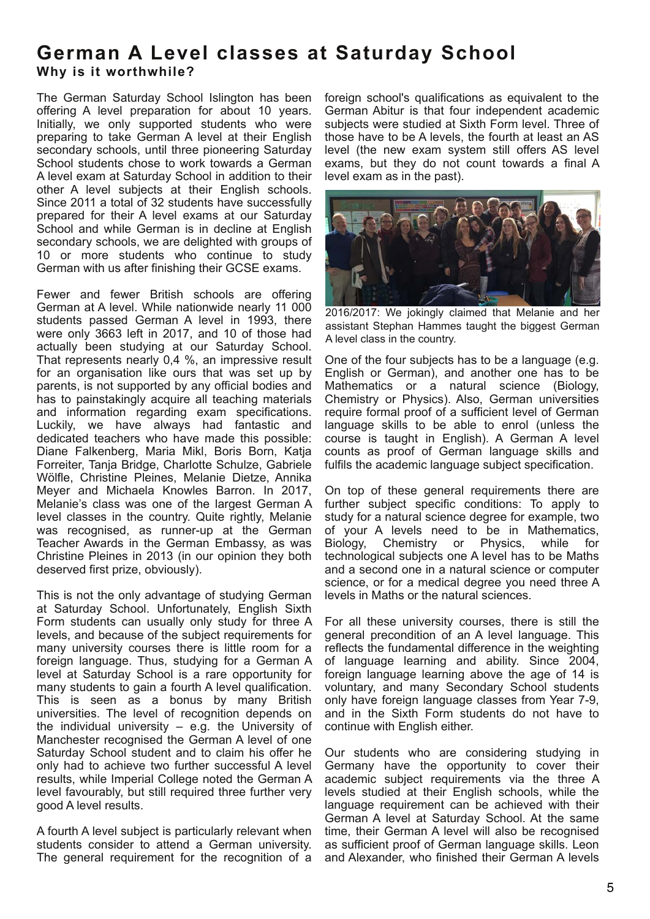# German A Level classes at Saturday School

### Why is it worthwhile?

The German Saturday School Islington has been offering A level preparation for about 10 years. Initially, we only supported students who were preparing to take German A level at their English secondary schools, until three pioneering Saturday School students chose to work towards a German A level exam at Saturday School in addition to their other A level subjects at their English schools. Since 2011 a total of 32 students have successfully prepared for their A level exams at our Saturday School and while German is in decline at English secondary schools, we are delighted with groups of 10 or more students who continue to study German with us after finishing their GCSE exams.

Fewer and fewer British schools are offering German at A level. While nationwide nearly 11 000 students passed German A level in 1993, there were only 3663 left in 2017, and 10 of those had actually been studying at our Saturday School. That represents nearly 0,4 %, an impressive result for an organisation like ours that was set up by parents, is not supported by any official bodies and has to painstakingly acquire all teaching materials and information regarding exam specifications. Luckily, we have always had fantastic and dedicated teachers who have made this possible: Diane Falkenberg, Maria Mikl, Boris Born, Katja Forreiter, Tanja Bridge, Charlotte Schulze, Gabriele Wölfle, Christine Pleines, Melanie Dietze, Annika Meyer and Michaela Knowles Barron. In 2017, Melanie's class was one of the largest German A level classes in the country. Quite rightly, Melanie was recognised, as runner-up at the German Teacher Awards in the German Embassy, as was Christine Pleines in 2013 (in our opinion they both deserved first prize, obviously).

This is not the only advantage of studying German at Saturday School. Unfortunately, English Sixth Form students can usually only study for three A levels, and because of the subject requirements for many university courses there is little room for a foreign language. Thus, studying for a German A level at Saturday School is a rare opportunity for many students to gain a fourth A level qualification. This is seen as a bonus by many British universities. The level of recognition depends on the individual university – e.g. the University of Manchester recognised the German A level of one Saturday School student and to claim his offer he only had to achieve two further successful A level results, while Imperial College noted the German A level favourably, but still required three further very good A level results.

A fourth A level subject is particularly relevant when students consider to attend a German university. The general requirement for the recognition of a foreign school's qualifications as equivalent to the German Abitur is that four independent academic subjects were studied at Sixth Form level. Three of those have to be A levels, the fourth at least an AS level (the new exam system still offers AS level exams, but they do not count towards a final A level exam as in the past).

2016/2017: We jokingly claimed that Melanie and her assistant Stephan Hammes taught the biggest German A level class in the country.

One of the four subjects has to be a language (e.g. English or German), and another one has to be Mathematics or a natural science (Biology, Chemistry or Physics). Also, German universities require formal proof of a sufficient level of German language skills to be able to enrol (unless the course is taught in English). A German A level counts as proof of German language skills and fulfils the academic language subject specification.

On top of these general requirements there are further subject specific conditions: To apply to study for a natural science degree for example, two of your A levels need to be in Mathematics, Biology, Chemistry or Physics, while for technological subjects one A level has to be Maths and a second one in a natural science or computer science, or for a medical degree you need three A levels in Maths or the natural sciences.

For all these university courses, there is still the general precondition of an A level language. This reflects the fundamental difference in the weighting of language learning and ability. Since 2004, foreign language learning above the age of 14 is voluntary, and many Secondary School students only have foreign language classes from Year 7-9, and in the Sixth Form students do not have to continue with English either.

Our students who are considering studying in Germany have the opportunity to cover their academic subject requirements via the three A levels studied at their English schools, while the language requirement can be achieved with their German A level at Saturday School. At the same time, their German A level will also be recognised as sufficient proof of German language skills. Leon and Alexander, who finished their German A levels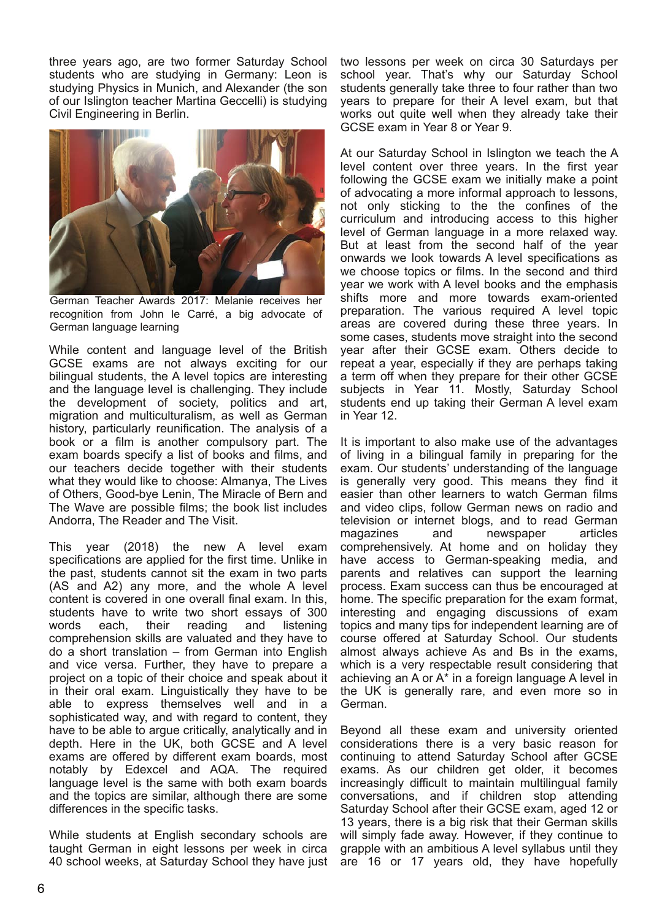three years ago, are two former Saturday School students who are studying in Germany: Leon is studying Physics in Munich, and Alexander (the son of our Islington teacher Martina Geccelli) is studying Civil Engineering in Berlin.

German Teacher Awards 2017: Melanie receives her recognition from John le Carré, a big advocate of German language learning

While content and language level of the British GCSE exams are not always exciting for our bilingual students, the A level topics are interesting and the language level is challenging. They include the development of society, politics and art, migration and multiculturalism, as well as German history, particularly reunification. The analysis of a book or a film is another compulsory part. The exam boards specify a list of books and films, and our teachers decide together with their students what they would like to choose: Almanya, The Lives of Others, Good-bye Lenin, The Miracle of Bern and The Wave are possible films; the book list includes Andorra, The Reader and The Visit.

This year (2018) the new A level exam specifications are applied for the first time. Unlike in the past, students cannot sit the exam in two parts (AS and A2) any more, and the whole A level content is covered in one overall final exam. In this, students have to write two short essays of 300 words each, their reading and listening comprehension skills are valuated and they have to do a short translation – from German into English and vice versa. Further, they have to prepare a project on a topic of their choice and speak about it in their oral exam. Linguistically they have to be able to express themselves well and in a sophisticated way, and with regard to content, they have to be able to argue critically, analytically and in depth. Here in the UK, both GCSE and A level exams are offered by different exam boards, most notably by Edexcel and AQA. The required language level is the same with both exam boards and the topics are similar, although there are some differences in the specific tasks.

While students at English secondary schools are taught German in eight lessons per week in circa 40 school weeks, at Saturday School they have just two lessons per week on circa 30 Saturdays per school year. That's why our Saturday School students generally take three to four rather than two years to prepare for their A level exam, but that works out quite well when they already take their GCSE exam in Year 8 or Year 9.

At our Saturday School in Islington we teach the A level content over three years. In the first year following the GCSE exam we initially make a point of advocating a more informal approach to lessons, not only sticking to the the confines of the curriculum and introducing access to this higher level of German language in a more relaxed way. But at least from the second half of the year onwards we look towards A level specifications as we choose topics or films. In the second and third year we work with A level books and the emphasis shifts more and more towards exam-oriented preparation. The various required A level topic areas are covered during these three years. In some cases, students move straight into the second year after their GCSE exam. Others decide to repeat a year, especially if they are perhaps taking a term off when they prepare for their other GCSE subjects in Year 11. Mostly, Saturday School students end up taking their German A level exam in Year 12.

It is important to also make use of the advantages of living in a bilingual family in preparing for the exam. Our students' understanding of the language is generally very good. This means they find it easier than other learners to watch German films and video clips, follow German news on radio and television or internet blogs, and to read German magazines and newspaper articles comprehensively. At home and on holiday they have access to German-speaking media, and parents and relatives can support the learning process. Exam success can thus be encouraged at home. The specific preparation for the exam format, interesting and engaging discussions of exam topics and many tips for independent learning are of course offered at Saturday School. Our students almost always achieve As and Bs in the exams, which is a very respectable result considering that achieving an A or A* in a foreign language A level in the UK is generally rare, and even more so in German.

Beyond all these exam and university oriented considerations there is a very basic reason for continuing to attend Saturday School after GCSE exams. As our children get older, it becomes increasingly difficult to maintain multilingual family conversations, and if children stop attending Saturday School after their GCSE exam, aged 12 or 13 years, there is a big risk that their German skills will simply fade away. However, if they continue to grapple with an ambitious A level syllabus until they are 16 or 17 years old, they have hopefully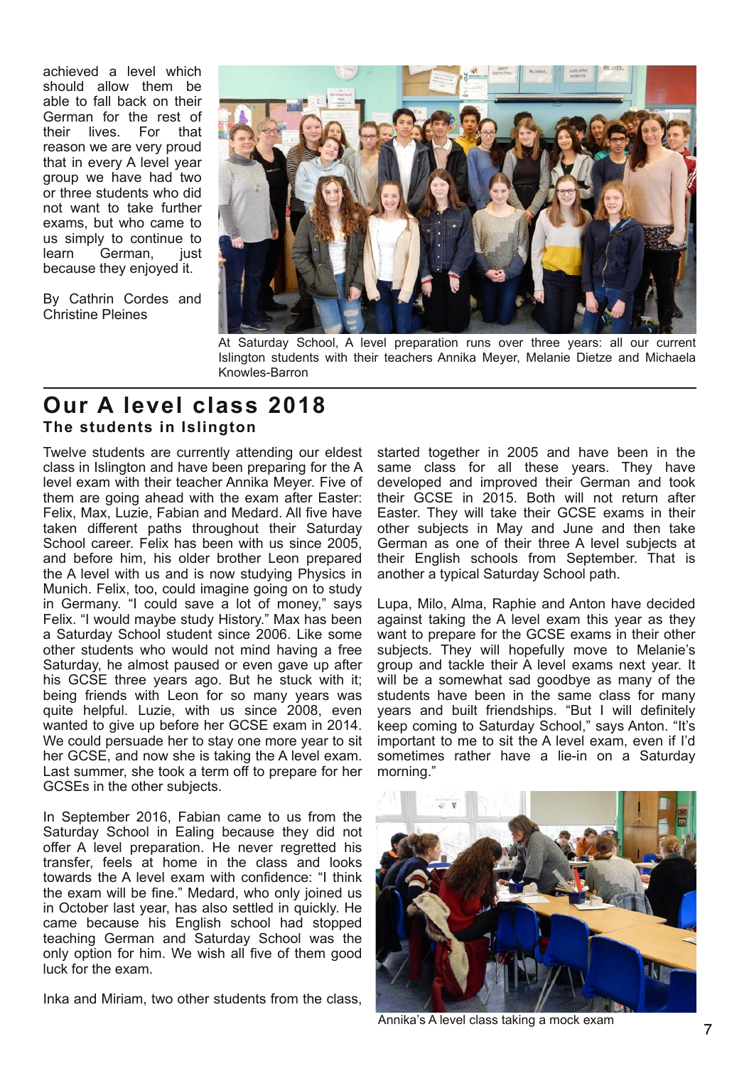achieved a level which should allow them be able to fall back on their German for the rest of their lives. For that reason we are very proud that in every A level year group we have had two or three students who did not want to take further exams, but who came to us simply to continue to learn German, just because they enjoyed it.

By Cathrin Cordes and Christine Pleines

At Saturday School, A level preparation runs over three years: all our current Islington students with their teachers Annika Meyer, Melanie Dietze and Michaela Knowles-Barron

## Our A level class 2018

### The students in Islington

Twelve students are currently attending our eldest class in Islington and have been preparing for the A level exam with their teacher Annika Meyer. Five of them are going ahead with the exam after Easter: Felix, Max, Luzie, Fabian and Medard. All five have taken different paths throughout their Saturday School career. Felix has been with us since 2005, and before him, his older brother Leon prepared the A level with us and is now studying Physics in Munich. Felix, too, could imagine going on to study in Germany. "I could save a lot of money," says Felix. "I would maybe study History." Max has been a Saturday School student since 2006. Like some other students who would not mind having a free Saturday, he almost paused or even gave up after his GCSE three years ago. But he stuck with it; being friends with Leon for so many years was quite helpful. Luzie, with us since 2008, even wanted to give up before her GCSE exam in 2014. We could persuade her to stay one more year to sit her GCSE, and now she is taking the A level exam. Last summer, she took a term off to prepare for her GCSEs in the other subjects.

In September 2016, Fabian came to us from the Saturday School in Ealing because they did not offer A level preparation. He never regretted his transfer, feels at home in the class and looks towards the A level exam with confidence: "I think the exam will be fine." Medard, who only joined us in October last year, has also settled in quickly. He came because his English school had stopped teaching German and Saturday School was the only option for him. We wish all five of them good luck for the exam.

Inka and Miriam, two other students from the class, started together in 2005 and have been in the same class for all these years. They have developed and improved their German and took their GCSE in 2015. Both will not return after Easter. They will take their GCSE exams in their other subjects in May and June and then take German as one of their three A level subjects at their English schools from September. That is another a typical Saturday School path.

Lupa, Milo, Alma, Raphie and Anton have decided against taking the A level exam this year as they want to prepare for the GCSE exams in their other subjects. They will hopefully move to Melanie's group and tackle their A level exams next year. It will be a somewhat sad goodbye as many of the students have been in the same class for many years and built friendships. "But I will definitely keep coming to Saturday School," says Anton. "It's important to me to sit the A level exam, even if I'd sometimes rather have a lie-in on a Saturday morning."

Annika's A level class taking a mock exam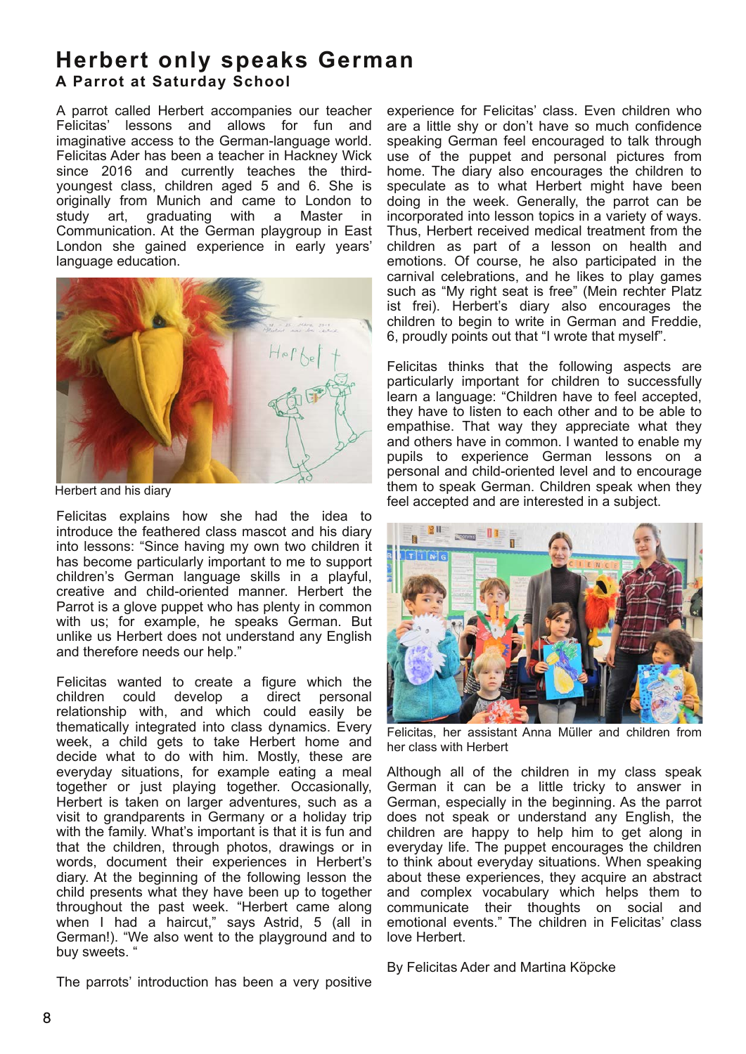# Herbert only speaks German

## A Parrot at Saturday School

A parrot called Herbert accompanies our teacher Felicitas' lessons and allows for fun and imaginative access to the German-language world. Felicitas Ader has been a teacher in Hackney Wick since 2016 and currently teaches the third-youngest class, children aged 5 and 6. She is originally from Munich and came to London to study art, graduating with a Master in Communication. At the German playgroup in East London she gained experience in early years' language education.

Herbert and his diary

Felicitas explains how she had the idea to introduce the feathered class mascot and his diary into lessons: "Since having my own two children it has become particularly important to me to support children's German language skills in a playful, creative and child-oriented manner. Herbert the Parrot is a glove puppet who has plenty in common with us; for example, he speaks German. But unlike us Herbert does not understand any English and therefore needs our help."

Felicitas wanted to create a figure which the children could develop a direct personal relationship with, and which could easily be thematically integrated into class dynamics. Every week, a child gets to take Herbert home and decide what to do with him. Mostly, these are everyday situations, for example eating a meal together or just playing together. Occasionally, Herbert is taken on larger adventures, such as a visit to grandparents in Germany or a holiday trip with the family. What's important is that it is fun and that the children, through photos, drawings or in words, document their experiences in Herbert's diary. At the beginning of the following lesson the child presents what they have been up to together throughout the past week. "Herbert came along when I had a haircut," says Astrid, 5 (all in German!). "We also went to the playground and to buy sweets. "

The parrots' introduction has been a very positive experience for Felicitas' class. Even children who are a little shy or don't have so much confidence speaking German feel encouraged to talk through use of the puppet and personal pictures from home. The diary also encourages the children to speculate as to what Herbert might have been doing in the week. Generally, the parrot can be incorporated into lesson topics in a variety of ways. Thus, Herbert received medical treatment from the children as part of a lesson on health and emotions. Of course, he also participated in the carnival celebrations, and he likes to play games such as "My right seat is free" (Mein rechter Platz ist frei). Herbert's diary also encourages the children to begin to write in German and Freddie, 6, proudly points out that "I wrote that myself".

Felicitas thinks that the following aspects are particularly important for children to successfully learn a language: "Children have to feel accepted, they have to listen to each other and to be able to empathise. That way they appreciate what they and others have in common. I wanted to enable my pupils to experience German lessons on a personal and child-oriented level and to encourage them to speak German. Children speak when they feel accepted and are interested in a subject.

Felicitas, her assistant Anna Müller and children from her class with Herbert

Although all of the children in my class speak German it can be a little tricky to answer in German, especially in the beginning. As the parrot does not speak or understand any English, the children are happy to help him to get along in everyday life. The puppet encourages the children to think about everyday situations. When speaking about these experiences, they acquire an abstract and complex vocabulary which helps them to communicate their thoughts on social and emotional events." The children in Felicitas' class love Herbert.

By Felicitas Ader and Martina Köpcke